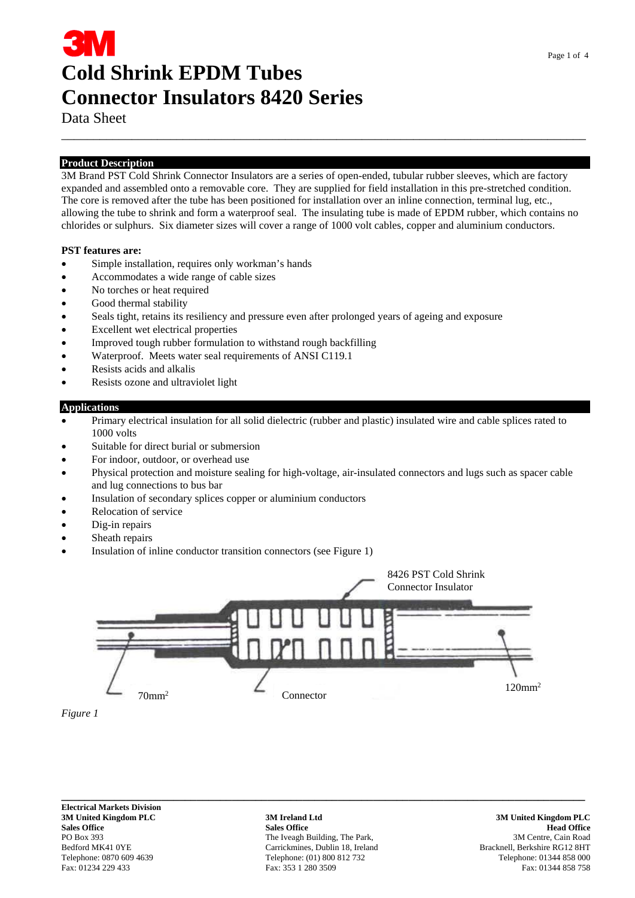# Cold Shrink EPDM Tubes
# Connector Insulators 8420 Series

Data Sheet

## Product Description

3M Brand PST Cold Shrink Connector Insulators are a series of open-ended, tubular rubber sleeves, which are factory expanded and assembled onto a removable core. They are supplied for field installation in this pre-stretched condition. The core is removed after the tube has been positioned for installation over an inline connection, terminal lug, etc., allowing the tube to shrink and form a waterproof seal. The insulating tube is made of EPDM rubber, which contains no chlorides or sulphurs. Six diameter sizes will cover a range of 1000 volt cables, copper and aluminium conductors.

**PST features are:**

- Simple installation, requires only workman's hands
- Accommodates a wide range of cable sizes
- No torches or heat required
- Good thermal stability
- Seals tight, retains its resiliency and pressure even after prolonged years of ageing and exposure
- Excellent wet electrical properties
- Improved tough rubber formulation to withstand rough backfilling
- Waterproof. Meets water seal requirements of ANSI C119.1
- Resists acids and alkalis
- Resists ozone and ultraviolet light

## Applications

- Primary electrical insulation for all solid dielectric (rubber and plastic) insulated wire and cable splices rated to 1000 volts
- Suitable for direct burial or submersion
- For indoor, outdoor, or overhead use
- Physical protection and moisture sealing for high-voltage, air-insulated connectors and lugs such as spacer cable and lug connections to bus bar
- Insulation of secondary splices copper or aluminium conductors
- Relocation of service
- Dig-in repairs
- Sheath repairs
- Insulation of inline conductor transition connectors (see Figure 1)

8426 PST Cold Shrink Connector Insulator

70mm²

Connector

120mm²

*Figure 1*

**Electrical Markets Division**
**3M United Kingdom PLC**
**Sales Office**
PO Box 393
Bedford MK41 0YE
Telephone: 0870 609 4639
Fax: 01234 229 433

**3M Ireland Ltd**
**Sales Office**
The Iveagh Building, The Park,
Carrickmines, Dublin 18, Ireland
Telephone: (01) 800 812 732
Fax: 353 1 280 3509

**3M United Kingdom PLC**
**Head Office**
3M Centre, Cain Road
Bracknell, Berkshire RG12 8HT
Telephone: 01344 858 000
Fax: 01344 858 758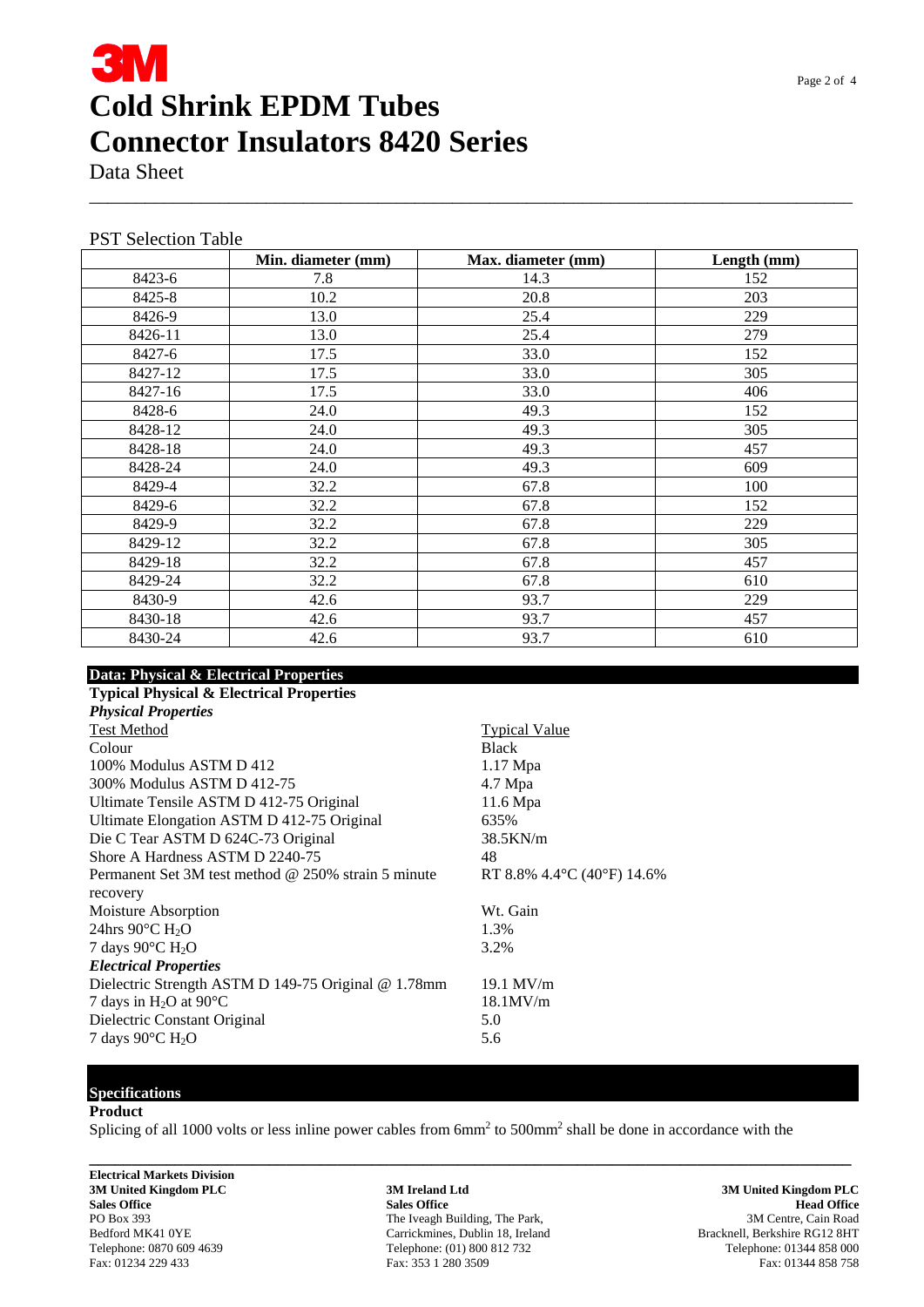# Cold Shrink EPDM Tubes
# Connector Insulators 8420 Series

Data Sheet

PST Selection Table

| | Min. diameter (mm) | Max. diameter (mm) | Length (mm) |
|---|---|---|---|
| 8423-6 | 7.8 | 14.3 | 152 |
| 8425-8 | 10.2 | 20.8 | 203 |
| 8426-9 | 13.0 | 25.4 | 229 |
| 8426-11 | 13.0 | 25.4 | 279 |
| 8427-6 | 17.5 | 33.0 | 152 |
| 8427-12 | 17.5 | 33.0 | 305 |
| 8427-16 | 17.5 | 33.0 | 406 |
| 8428-6 | 24.0 | 49.3 | 152 |
| 8428-12 | 24.0 | 49.3 | 305 |
| 8428-18 | 24.0 | 49.3 | 457 |
| 8428-24 | 24.0 | 49.3 | 609 |
| 8429-4 | 32.2 | 67.8 | 100 |
| 8429-6 | 32.2 | 67.8 | 152 |
| 8429-9 | 32.2 | 67.8 | 229 |
| 8429-12 | 32.2 | 67.8 | 305 |
| 8429-18 | 32.2 | 67.8 | 457 |
| 8429-24 | 32.2 | 67.8 | 610 |
| 8430-9 | 42.6 | 93.7 | 229 |
| 8430-18 | 42.6 | 93.7 | 457 |
| 8430-24 | 42.6 | 93.7 | 610 |

## Data: Physical & Electrical Properties

**Typical Physical & Electrical Properties**

***Physical Properties***

| Test Method | Typical Value |
|---|---|
| Colour | Black |
| 100% Modulus ASTM D 412 | 1.17 Mpa |
| 300% Modulus ASTM D 412-75 | 4.7 Mpa |
| Ultimate Tensile ASTM D 412-75 Original | 11.6 Mpa |
| Ultimate Elongation ASTM D 412-75 Original | 635% |
| Die C Tear ASTM D 624C-73 Original | 38.5KN/m |
| Shore A Hardness ASTM D 2240-75 | 48 |
| Permanent Set 3M test method @ 250% strain 5 minute recovery | RT 8.8% 4.4°C (40°F) 14.6% |
| Moisture Absorption | Wt. Gain |
| 24hrs 90°C $H_2O$ | 1.3% |
| 7 days 90°C $H_2O$ | 3.2% |

***Electrical Properties***

| Test Method | Typical Value |
|---|---|
| Dielectric Strength ASTM D 149-75 Original @ 1.78mm | 19.1 MV/m |
| 7 days in $H_2O$ at 90°C | 18.1MV/m |
| Dielectric Constant Original | 5.0 |
| 7 days 90°C $H_2O$ | 5.6 |

## Specifications

**Product**

Splicing of all 1000 volts or less inline power cables from 6mm$^2$ to 500mm$^2$ shall be done in accordance with the

**Electrical Markets Division**
**3M United Kingdom PLC**
**Sales Office**
PO Box 393
Bedford MK41 0YE
Telephone: 0870 609 4639
Fax: 01234 229 433

**3M Ireland Ltd**
**Sales Office**
The Iveagh Building, The Park,
Carrickmines, Dublin 18, Ireland
Telephone: (01) 800 812 732
Fax: 353 1 280 3509

**3M United Kingdom PLC**
**Head Office**
3M Centre, Cain Road
Bracknell, Berkshire RG12 8HT
Telephone: 01344 858 000
Fax: 01344 858 758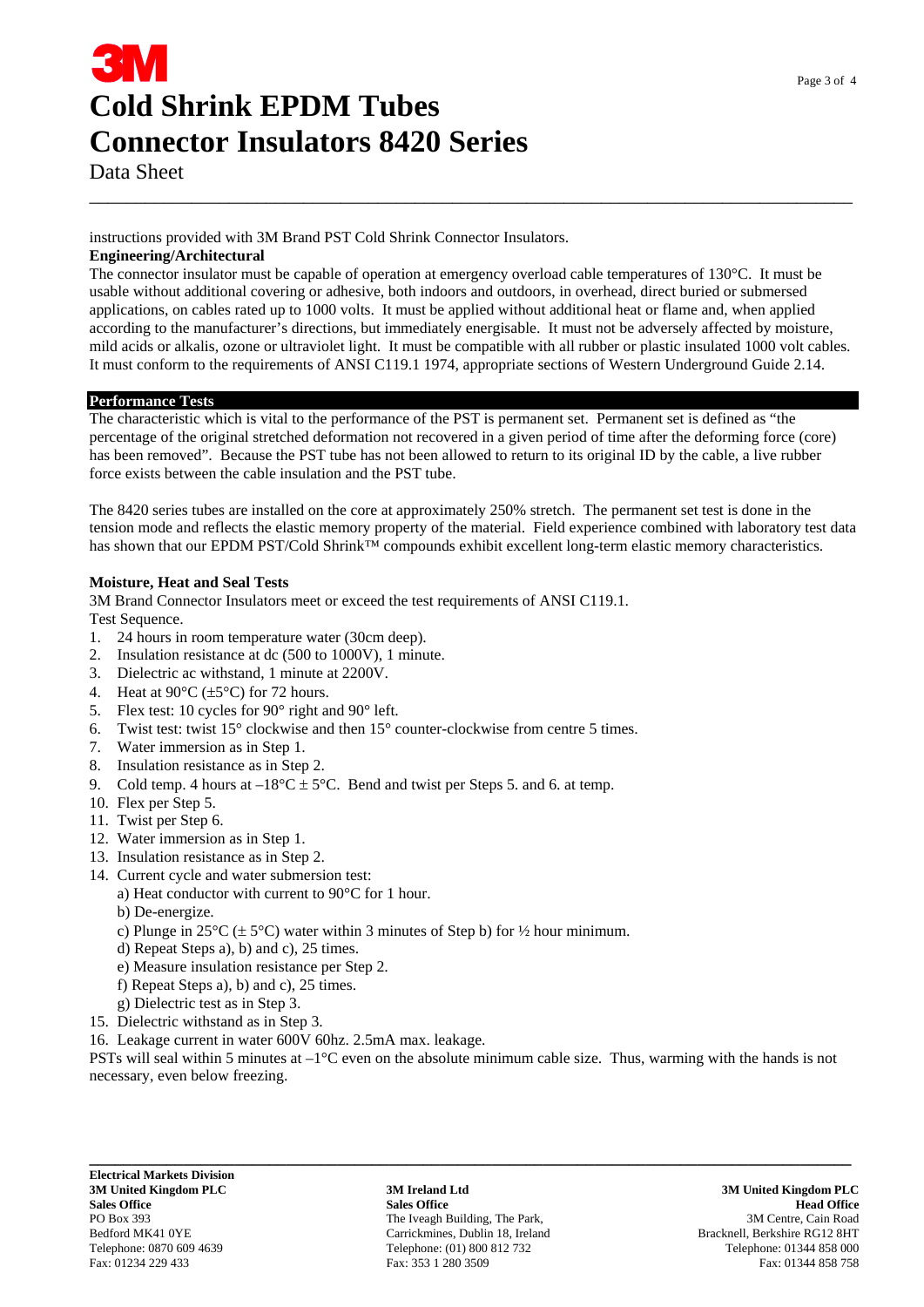instructions provided with 3M Brand PST Cold Shrink Connector Insulators.

**Engineering/Architectural**

The connector insulator must be capable of operation at emergency overload cable temperatures of 130°C. It must be usable without additional covering or adhesive, both indoors and outdoors, in overhead, direct buried or submersed applications, on cables rated up to 1000 volts. It must be applied without additional heat or flame and, when applied according to the manufacturer's directions, but immediately energisable. It must not be adversely affected by moisture, mild acids or alkalis, ozone or ultraviolet light. It must be compatible with all rubber or plastic insulated 1000 volt cables. It must conform to the requirements of ANSI C119.1 1974, appropriate sections of Western Underground Guide 2.14.

## Performance Tests

The characteristic which is vital to the performance of the PST is permanent set. Permanent set is defined as "the percentage of the original stretched deformation not recovered in a given period of time after the deforming force (core) has been removed". Because the PST tube has not been allowed to return to its original ID by the cable, a live rubber force exists between the cable insulation and the PST tube.

The 8420 series tubes are installed on the core at approximately 250% stretch. The permanent set test is done in the tension mode and reflects the elastic memory property of the material. Field experience combined with laboratory test data has shown that our EPDM PST/Cold Shrink™ compounds exhibit excellent long-term elastic memory characteristics.

### Moisture, Heat and Seal Tests

3M Brand Connector Insulators meet or exceed the test requirements of ANSI C119.1.
Test Sequence.

1. 24 hours in room temperature water (30cm deep).
2. Insulation resistance at dc (500 to 1000V), 1 minute.
3. Dielectric ac withstand, 1 minute at 2200V.
4. Heat at 90°C (±5°C) for 72 hours.
5. Flex test: 10 cycles for 90° right and 90° left.
6. Twist test: twist 15° clockwise and then 15° counter-clockwise from centre 5 times.
7. Water immersion as in Step 1.
8. Insulation resistance as in Step 2.
9. Cold temp. 4 hours at –18°C ± 5°C. Bend and twist per Steps 5. and 6. at temp.
10. Flex per Step 5.
11. Twist per Step 6.
12. Water immersion as in Step 1.
13. Insulation resistance as in Step 2.
14. Current cycle and water submersion test:
    a) Heat conductor with current to 90°C for 1 hour.
    b) De-energize.
    c) Plunge in 25°C (± 5°C) water within 3 minutes of Step b) for ½ hour minimum.
    d) Repeat Steps a), b) and c), 25 times.
    e) Measure insulation resistance per Step 2.
    f) Repeat Steps a), b) and c), 25 times.
    g) Dielectric test as in Step 3.
15. Dielectric withstand as in Step 3.
16. Leakage current in water 600V 60hz. 2.5mA max. leakage.

PSTs will seal within 5 minutes at –1°C even on the absolute minimum cable size. Thus, warming with the hands is not necessary, even below freezing.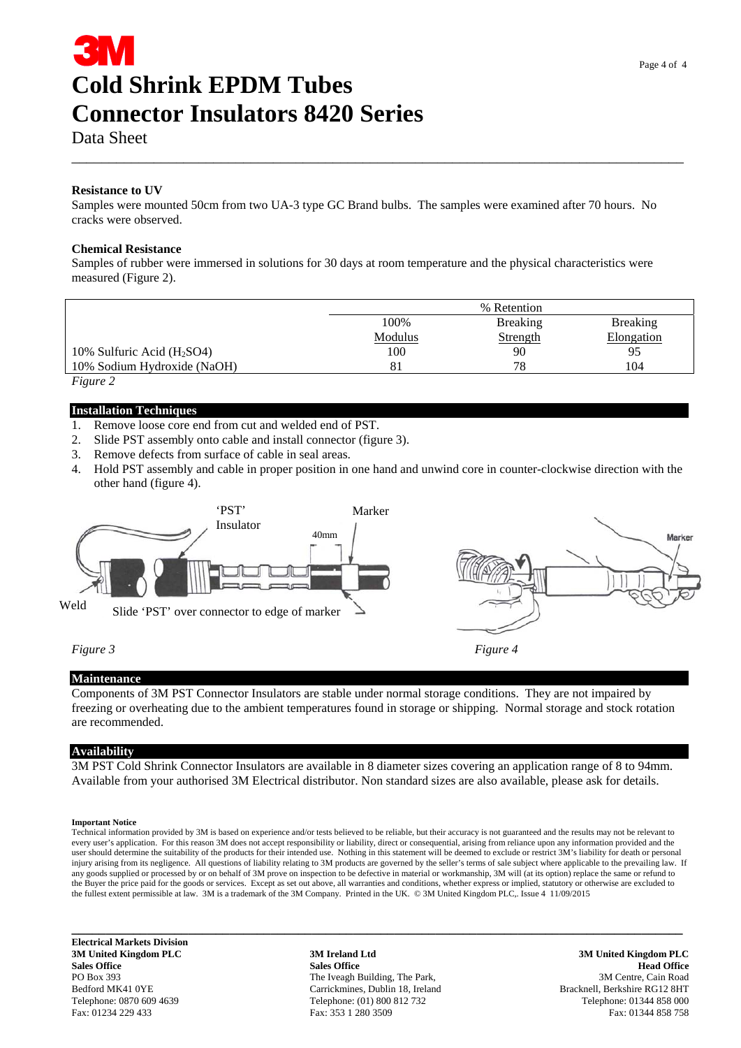# Cold Shrink EPDM Tubes
# Connector Insulators 8420 Series

Data Sheet

### Resistance to UV

Samples were mounted 50cm from two UA-3 type GC Brand bulbs. The samples were examined after 70 hours. No cracks were observed.

### Chemical Resistance

Samples of rubber were immersed in solutions for 30 days at room temperature and the physical characteristics were measured (Figure 2).

| | % Retention | | |
|---|---|---|---|
| | 100% Modulus | Breaking Strength | Breaking Elongation |
| 10% Sulfuric Acid ($H_2SO4$) | 100 | 90 | 95 |
| 10% Sodium Hydroxide (NaOH) | 81 | 78 | 104 |

*Figure 2*

## Installation Techniques

1. Remove loose core end from cut and welded end of PST.
2. Slide PST assembly onto cable and install connector (figure 3).
3. Remove defects from surface of cable in seal areas.
4. Hold PST assembly and cable in proper position in one hand and unwind core in counter-clockwise direction with the other hand (figure 4).

'PST' Insulator

Marker

40mm

Weld

Slide 'PST' over connector to edge of marker

*Figure 3*

Marker

*Figure 4*

## Maintenance

Components of 3M PST Connector Insulators are stable under normal storage conditions. They are not impaired by freezing or overheating due to the ambient temperatures found in storage or shipping. Normal storage and stock rotation are recommended.

## Availability

3M PST Cold Shrink Connector Insulators are available in 8 diameter sizes covering an application range of 8 to 94mm. Available from your authorised 3M Electrical distributor. Non standard sizes are also available, please ask for details.

**Important Notice**

Technical information provided by 3M is based on experience and/or tests believed to be reliable, but their accuracy is not guaranteed and the results may not be relevant to every user's application. For this reason 3M does not accept responsibility or liability, direct or consequential, arising from reliance upon any information provided and the user should determine the suitability of the products for their intended use. Nothing in this statement will be deemed to exclude or restrict 3M's liability for death or personal injury arising from its negligence. All questions of liability relating to 3M products are governed by the seller's terms of sale subject where applicable to the prevailing law. If any goods supplied or processed by or on behalf of 3M prove on inspection to be defective in material or workmanship, 3M will (at its option) replace the same or refund to the Buyer the price paid for the goods or services. Except as set out above, all warranties and conditions, whether express or implied, statutory or otherwise are excluded to the fullest extent permissible at law. 3M is a trademark of the 3M Company. Printed in the UK. © 3M United Kingdom PLC,. Issue 4 11/09/2015

**Electrical Markets Division**
**3M United Kingdom PLC**
**Sales Office**
PO Box 393
Bedford MK41 0YE
Telephone: 0870 609 4639
Fax: 01234 229 433

**3M Ireland Ltd**
**Sales Office**
The Iveagh Building, The Park,
Carrickmines, Dublin 18, Ireland
Telephone: (01) 800 812 732
Fax: 353 1 280 3509

**3M United Kingdom PLC**
**Head Office**
3M Centre, Cain Road
Bracknell, Berkshire RG12 8HT
Telephone: 01344 858 000
Fax: 01344 858 758